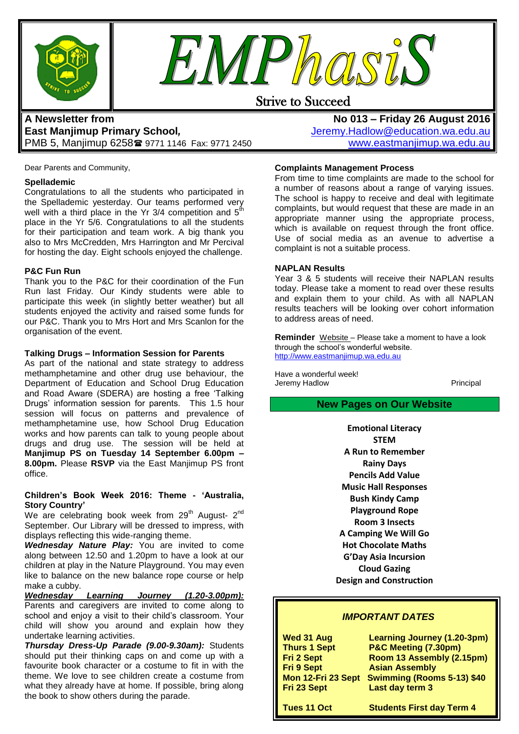# EMPhasiS

Strive to Succeed

**A Newsletter from East Manjimup Primary School,**
PMB 5, Manjimup 6258 ☎ 9771 1146 Fax: 9771 2450

**No 013 – Friday 26 August 2016**
Jeremy.Hadlow@education.wa.edu.au
www.eastmanjimup.wa.edu.au

Dear Parents and Community,

### Spelladемic

Congratulations to all the students who participated in the Spelladемic yesterday. Our teams performed very well with a third place in the Yr 3/4 competition and 5th place in the Yr 5/6. Congratulations to the students for their participation and team work. A big thank you also to Mrs McCredden, Mrs Harrington and Mr Percival for hosting the day. Eight schools enjoyed the challenge.

### P&C Fun Run

Thank you to the P&C for their coordination of the Fun Run last Friday. Our Kindy students were able to participate this week (in slightly better weather) but all students enjoyed the activity and raised some funds for our P&C. Thank you to Mrs Hort and Mrs Scanlon for the organisation of the event.

### Talking Drugs – Information Session for Parents

As part of the national and state strategy to address methamphetamine and other drug use behaviour, the Department of Education and School Drug Education and Road Aware (SDERA) are hosting a free 'Talking Drugs' information session for parents. This 1.5 hour session will focus on patterns and prevalence of methamphetamine use, how School Drug Education works and how parents can talk to young people about drugs and drug use. The session will be held at **Manjimup PS on Tuesday 14 September 6.00pm – 8.00pm.** Please **RSVP** via the East Manjimup PS front office.

### Children's Book Week 2016: Theme - 'Australia, Story Country'

We are celebrating book week from 29th August- 2nd September. Our Library will be dressed to impress, with displays reflecting this wide-ranging theme.

***Wednesday Nature Play:*** You are invited to come along between 12.50 and 1.20pm to have a look at our children at play in the Nature Playground. You may even like to balance on the new balance rope course or help make a cubby.

***Wednesday Learning Journey (1.20-3.00pm):*** Parents and caregivers are invited to come along to school and enjoy a visit to their child's classroom. Your child will show you around and explain how they undertake learning activities.

***Thursday Dress-Up Parade (9.00-9.30am):*** Students should put their thinking caps on and come up with a favourite book character or a costume to fit in with the theme. We love to see children create a costume from what they already have at home. If possible, bring along the book to show others during the parade.

### Complaints Management Process

From time to time complaints are made to the school for a number of reasons about a range of varying issues. The school is happy to receive and deal with legitimate complaints, but would request that these are made in an appropriate manner using the appropriate process, which is available on request through the front office. Use of social media as an avenue to advertise a complaint is not a suitable process.

### NAPLAN Results

Year 3 & 5 students will receive their NAPLAN results today. Please take a moment to read over these results and explain them to your child. As with all NAPLAN results teachers will be looking over cohort information to address areas of need.

**Reminder** Website – Please take a moment to have a look through the school's wonderful website.
http://www.eastmanjimup.wa.edu.au

Have a wonderful week!
Jeremy Hadlow — Principal

## New Pages on Our Website

**Emotional Literacy**
**STEM**
**A Run to Remember**
**Rainy Days**
**Pencils Add Value**
**Music Hall Responses**
**Bush Kindy Camp**
**Playground Rope**
**Room 3 Insects**
**A Camping We Will Go**
**Hot Chocolate Maths**
**G'Day Asia Incursion**
**Cloud Gazing**
**Design and Construction**

## *IMPORTANT DATES*

| | |
|---|---|
| **Wed 31 Aug** | **Learning Journey (1.20-3pm)** |
| **Thurs 1 Sept** | **P&C Meeting (7.30pm)** |
| **Fri 2 Sept** | **Room 13 Assembly (2.15pm)** |
| **Fri 9 Sept** | **Asian Assembly** |
| **Mon 12-Fri 23 Sept** | **Swimming (Rooms 5-13) $40** |
| **Fri 23 Sept** | **Last day term 3** |
| **Tues 11 Oct** | **Students First day Term 4** |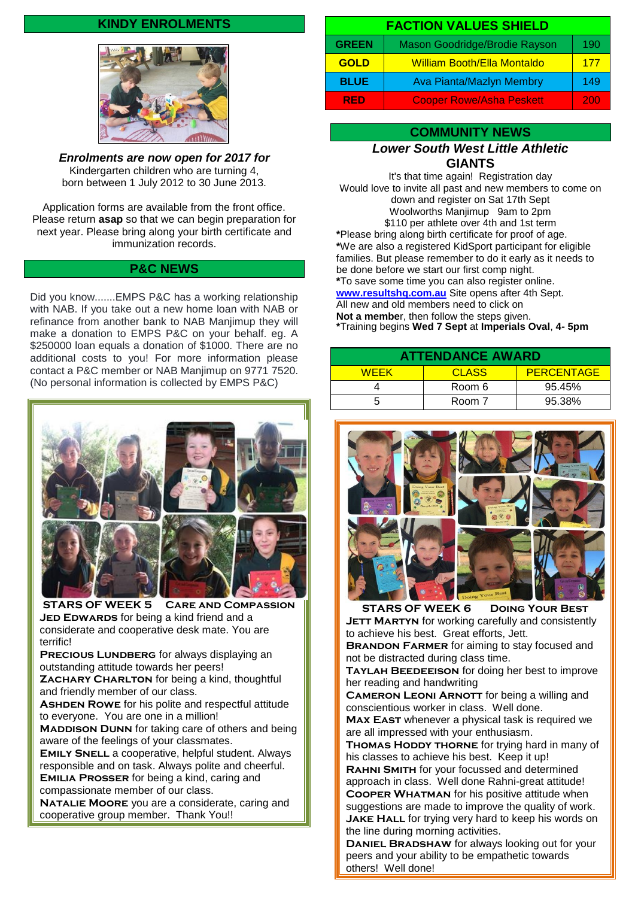## KINDY ENROLMENTS

***Enrolments are now open for 2017 for***
Kindergarten children who are turning 4,
born between 1 July 2012 to 30 June 2013.

Application forms are available from the front office. Please return **asap** so that we can begin preparation for next year. Please bring along your birth certificate and immunization records.

## P&C NEWS

Did you know.......EMPS P&C has a working relationship with NAB. If you take out a new home loan with NAB or refinance from another bank to NAB Manjimup they will make a donation to EMPS P&C on your behalf. eg. A $250000 loan equals a donation of $1000. There are no additional costs to you! For more information please contact a P&C member or NAB Manjimup on 9771 7520. (No personal information is collected by EMPS P&C)

**STARS OF WEEK 5 CARE AND COMPASSION**

**JED EDWARDS** for being a kind friend and a considerate and cooperative desk mate. You are terrific!
**PRECIOUS LUNDBERG** for always displaying an outstanding attitude towards her peers!
**ZACHARY CHARLTON** for being a kind, thoughtful and friendly member of our class.
**ASHDEN ROWE** for his polite and respectful attitude to everyone. You are one in a million!
**MADDISON DUNN** for taking care of others and being aware of the feelings of your classmates.
**EMILY SNELL** a cooperative, helpful student. Always responsible and on task. Always polite and cheerful.
**EMILIA PROSSER** for being a kind, caring and compassionate member of our class.
**NATALIE MOORE** you are a considerate, caring and cooperative group member. Thank You!!

## FACTION VALUES SHIELD

| | | |
|---|---|---|
| **GREEN** | Mason Goodridge/Brodie Rayson | 190 |
| **GOLD** | William Booth/Ella Montaldo | 177 |
| **BLUE** | Ava Pianta/Mazlyn Membry | 149 |
| **RED** | Cooper Rowe/Asha Peskett | 200 |

## COMMUNITY NEWS

### *Lower South West Little Athletic* GIANTS

It's that time again! Registration day
Would love to invite all past and new members to come on down and register on Sat 17th Sept
Woolworths Manjimup 9am to 2pm
$110 per athlete over 4th and 1st term
***Please bring along birth certificate for proof of age.**
***We are also a registered KidSport participant for eligible families. But please remember to do it early as it needs to be done before we start our first comp night.**
***To save some time you can also register online.**
**www.resultshq.com.au** Site opens after 4th Sept.
All new and old members need to click on
**Not a member**, then follow the steps given.
*Training begins **Wed 7 Sept** at **Imperials Oval**, **4- 5pm**

## ATTENDANCE AWARD

| WEEK | CLASS | PERCENTAGE |
|---|---|---|
| 4 | Room 6 | 95.45% |
| 5 | Room 7 | 95.38% |

**STARS OF WEEK 6 DOING YOUR BEST**

**JETT MARTYN** for working carefully and consistently to achieve his best. Great efforts, Jett.
**BRANDON FARMER** for aiming to stay focused and not be distracted during class time.
**TAYLAH BEEDEEISON** for doing her best to improve her reading and handwriting
**CAMERON LEONI ARNOTT** for being a willing and conscientious worker in class. Well done.
**MAX EAST** whenever a physical task is required we are all impressed with your enthusiasm.
**THOMAS HODDY THORNE** for trying hard in many of his classes to achieve his best. Keep it up!
**RAHNI SMITH** for your focussed and determined approach in class. Well done Rahni-great attitude!
**COOPER WHATMAN** for his positive attitude when suggestions are made to improve the quality of work.
**JAKE HALL** for trying very hard to keep his words on the line during morning activities.
**DANIEL BRADSHAW** for always looking out for your peers and your ability to be empathetic towards others! Well done!